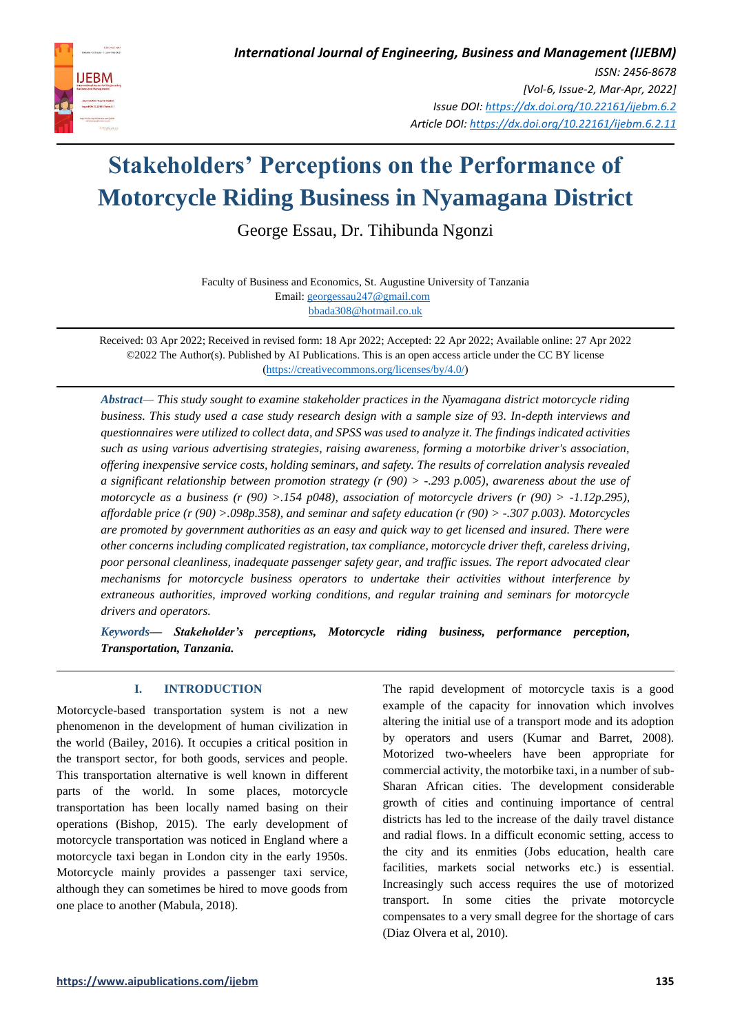# Stakeholders' Perceptions on the Performance of Motorcycle Riding Business in Nyamagana District

George Essau, Dr. Tihibunda Ngonzi

Faculty of Business and Economics, St. Augustine University of Tanzania
Email: georgessau247@gmail.com
bbada308@hotmail.co.uk

Received: 03 Apr 2022; Received in revised form: 18 Apr 2022; Accepted: 22 Apr 2022; Available online: 27 Apr 2022
©2022 The Author(s). Published by AI Publications. This is an open access article under the CC BY license (https://creativecommons.org/licenses/by/4.0/)

***Abstract*— *This study sought to examine stakeholder practices in the Nyamagana district motorcycle riding business. This study used a case study research design with a sample size of 93. In-depth interviews and questionnaires were utilized to collect data, and SPSS was used to analyze it. The findings indicated activities such as using various advertising strategies, raising awareness, forming a motorbike driver's association, offering inexpensive service costs, holding seminars, and safety. The results of correlation analysis revealed a significant relationship between promotion strategy (r (90) > -.293 p.005), awareness about the use of motorcycle as a business (r (90) >.154 p048), association of motorcycle drivers (r (90) > -1.12p.295), affordable price (r (90) >.098p.358), and seminar and safety education (r (90) > -.307 p.003). Motorcycles are promoted by government authorities as an easy and quick way to get licensed and insured. There were other concerns including complicated registration, tax compliance, motorcycle driver theft, careless driving, poor personal cleanliness, inadequate passenger safety gear, and traffic issues. The report advocated clear mechanisms for motorcycle business operators to undertake their activities without interference by extraneous authorities, improved working conditions, and regular training and seminars for motorcycle drivers and operators.*

***Keywords*— *Stakeholder's perceptions, Motorcycle riding business, performance perception, Transportation, Tanzania.***

## I. INTRODUCTION

Motorcycle-based transportation system is not a new phenomenon in the development of human civilization in the world (Bailey, 2016). It occupies a critical position in the transport sector, for both goods, services and people. This transportation alternative is well known in different parts of the world. In some places, motorcycle transportation has been locally named basing on their operations (Bishop, 2015). The early development of motorcycle transportation was noticed in England where a motorcycle taxi began in London city in the early 1950s. Motorcycle mainly provides a passenger taxi service, although they can sometimes be hired to move goods from one place to another (Mabula, 2018).

The rapid development of motorcycle taxis is a good example of the capacity for innovation which involves altering the initial use of a transport mode and its adoption by operators and users (Kumar and Barret, 2008). Motorized two-wheelers have been appropriate for commercial activity, the motorbike taxi, in a number of sub-Sharan African cities. The development considerable growth of cities and continuing importance of central districts has led to the increase of the daily travel distance and radial flows. In a difficult economic setting, access to the city and its enmities (Jobs education, health care facilities, markets social networks etc.) is essential. Increasingly such access requires the use of motorized transport. In some cities the private motorcycle compensates to a very small degree for the shortage of cars (Diaz Olvera et al, 2010).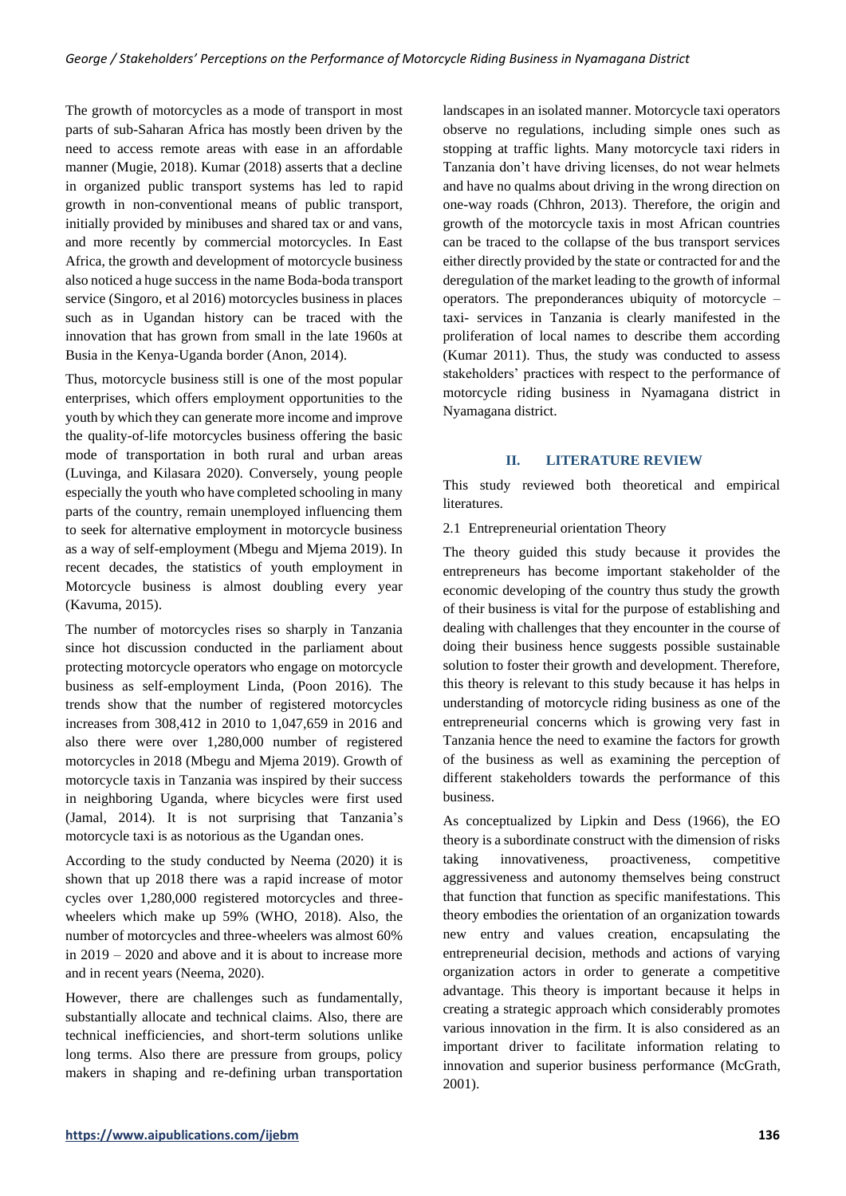The growth of motorcycles as a mode of transport in most parts of sub-Saharan Africa has mostly been driven by the need to access remote areas with ease in an affordable manner (Mugie, 2018). Kumar (2018) asserts that a decline in organized public transport systems has led to rapid growth in non-conventional means of public transport, initially provided by minibuses and shared tax or and vans, and more recently by commercial motorcycles. In East Africa, the growth and development of motorcycle business also noticed a huge success in the name Boda-boda transport service (Singoro, et al 2016) motorcycles business in places such as in Ugandan history can be traced with the innovation that has grown from small in the late 1960s at Busia in the Kenya-Uganda border (Anon, 2014).

Thus, motorcycle business still is one of the most popular enterprises, which offers employment opportunities to the youth by which they can generate more income and improve the quality-of-life motorcycles business offering the basic mode of transportation in both rural and urban areas (Luvinga, and Kilasara 2020). Conversely, young people especially the youth who have completed schooling in many parts of the country, remain unemployed influencing them to seek for alternative employment in motorcycle business as a way of self-employment (Mbegu and Mjema 2019). In recent decades, the statistics of youth employment in Motorcycle business is almost doubling every year (Kavuma, 2015).

The number of motorcycles rises so sharply in Tanzania since hot discussion conducted in the parliament about protecting motorcycle operators who engage on motorcycle business as self-employment Linda, (Poon 2016). The trends show that the number of registered motorcycles increases from 308,412 in 2010 to 1,047,659 in 2016 and also there were over 1,280,000 number of registered motorcycles in 2018 (Mbegu and Mjema 2019). Growth of motorcycle taxis in Tanzania was inspired by their success in neighboring Uganda, where bicycles were first used (Jamal, 2014). It is not surprising that Tanzania's motorcycle taxi is as notorious as the Ugandan ones.

According to the study conducted by Neema (2020) it is shown that up 2018 there was a rapid increase of motor cycles over 1,280,000 registered motorcycles and three-wheelers which make up 59% (WHO, 2018). Also, the number of motorcycles and three-wheelers was almost 60% in 2019 – 2020 and above and it is about to increase more and in recent years (Neema, 2020).

However, there are challenges such as fundamentally, substantially allocate and technical claims. Also, there are technical inefficiencies, and short-term solutions unlike long terms. Also there are pressure from groups, policy makers in shaping and re-defining urban transportation landscapes in an isolated manner. Motorcycle taxi operators observe no regulations, including simple ones such as stopping at traffic lights. Many motorcycle taxi riders in Tanzania don't have driving licenses, do not wear helmets and have no qualms about driving in the wrong direction on one-way roads (Chhron, 2013). Therefore, the origin and growth of the motorcycle taxis in most African countries can be traced to the collapse of the bus transport services either directly provided by the state or contracted for and the deregulation of the market leading to the growth of informal operators. The preponderances ubiquity of motorcycle – taxi- services in Tanzania is clearly manifested in the proliferation of local names to describe them according (Kumar 2011). Thus, the study was conducted to assess stakeholders' practices with respect to the performance of motorcycle riding business in Nyamagana district in Nyamagana district.

## II. LITERATURE REVIEW

This study reviewed both theoretical and empirical literatures.

### 2.1 Entrepreneurial orientation Theory

The theory guided this study because it provides the entrepreneurs has become important stakeholder of the economic developing of the country thus study the growth of their business is vital for the purpose of establishing and dealing with challenges that they encounter in the course of doing their business hence suggests possible sustainable solution to foster their growth and development. Therefore, this theory is relevant to this study because it has helps in understanding of motorcycle riding business as one of the entrepreneurial concerns which is growing very fast in Tanzania hence the need to examine the factors for growth of the business as well as examining the perception of different stakeholders towards the performance of this business.

As conceptualized by Lipkin and Dess (1966), the EO theory is a subordinate construct with the dimension of risks taking innovativeness, proactiveness, competitive aggressiveness and autonomy themselves being construct that function that function as specific manifestations. This theory embodies the orientation of an organization towards new entry and values creation, encapsulating the entrepreneurial decision, methods and actions of varying organization actors in order to generate a competitive advantage. This theory is important because it helps in creating a strategic approach which considerably promotes various innovation in the firm. It is also considered as an important driver to facilitate information relating to innovation and superior business performance (McGrath, 2001).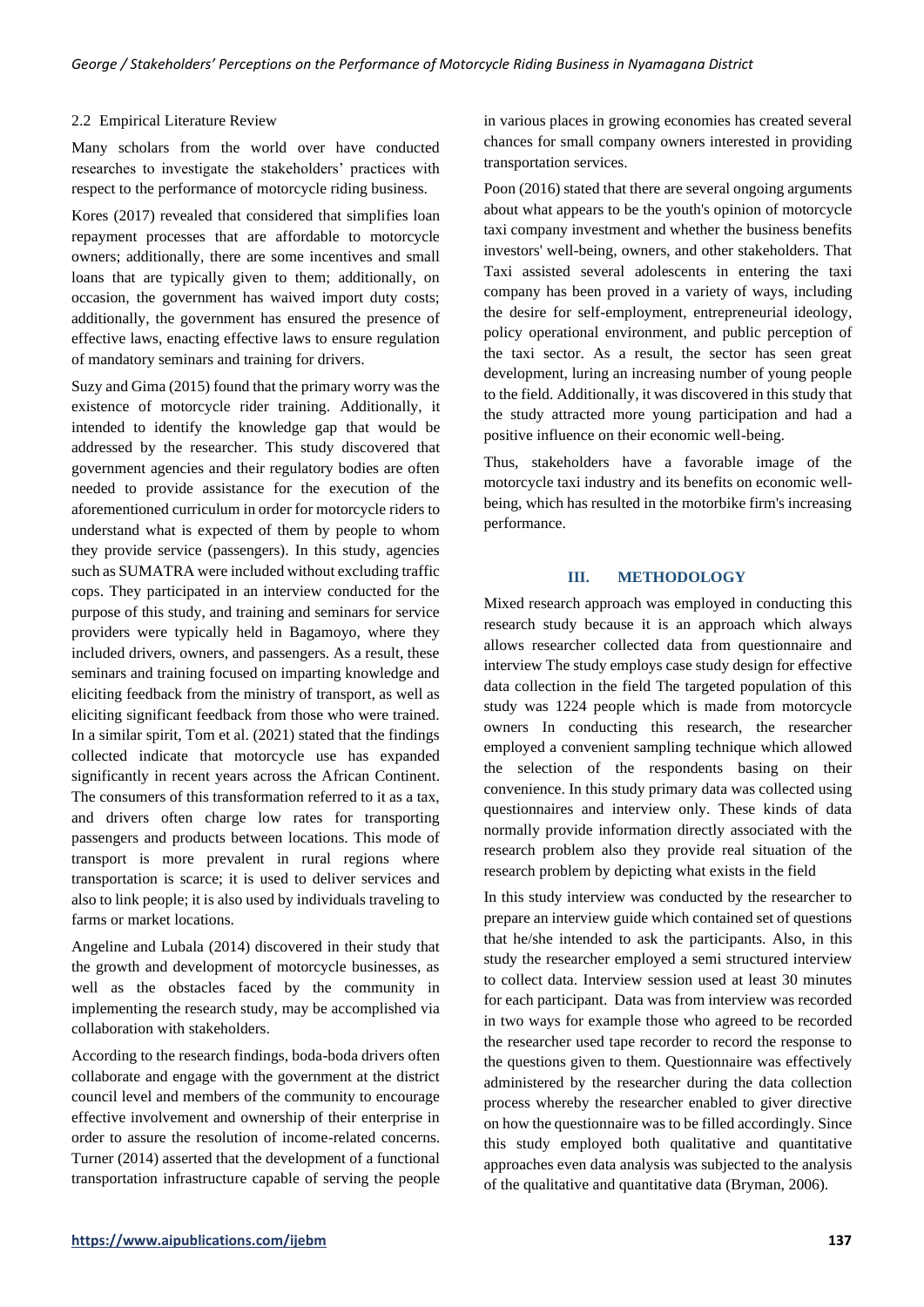### 2.2 Empirical Literature Review

Many scholars from the world over have conducted researches to investigate the stakeholders' practices with respect to the performance of motorcycle riding business.

Kores (2017) revealed that considered that simplifies loan repayment processes that are affordable to motorcycle owners; additionally, there are some incentives and small loans that are typically given to them; additionally, on occasion, the government has waived import duty costs; additionally, the government has ensured the presence of effective laws, enacting effective laws to ensure regulation of mandatory seminars and training for drivers.

Suzy and Gima (2015) found that the primary worry was the existence of motorcycle rider training. Additionally, it intended to identify the knowledge gap that would be addressed by the researcher. This study discovered that government agencies and their regulatory bodies are often needed to provide assistance for the execution of the aforementioned curriculum in order for motorcycle riders to understand what is expected of them by people to whom they provide service (passengers). In this study, agencies such as SUMATRA were included without excluding traffic cops. They participated in an interview conducted for the purpose of this study, and training and seminars for service providers were typically held in Bagamoyo, where they included drivers, owners, and passengers. As a result, these seminars and training focused on imparting knowledge and eliciting feedback from the ministry of transport, as well as eliciting significant feedback from those who were trained. In a similar spirit, Tom et al. (2021) stated that the findings collected indicate that motorcycle use has expanded significantly in recent years across the African Continent. The consumers of this transformation referred to it as a tax, and drivers often charge low rates for transporting passengers and products between locations. This mode of transport is more prevalent in rural regions where transportation is scarce; it is used to deliver services and also to link people; it is also used by individuals traveling to farms or market locations.

Angeline and Lubala (2014) discovered in their study that the growth and development of motorcycle businesses, as well as the obstacles faced by the community in implementing the research study, may be accomplished via collaboration with stakeholders.

According to the research findings, boda-boda drivers often collaborate and engage with the government at the district council level and members of the community to encourage effective involvement and ownership of their enterprise in order to assure the resolution of income-related concerns. Turner (2014) asserted that the development of a functional transportation infrastructure capable of serving the people in various places in growing economies has created several chances for small company owners interested in providing transportation services.

Poon (2016) stated that there are several ongoing arguments about what appears to be the youth's opinion of motorcycle taxi company investment and whether the business benefits investors' well-being, owners, and other stakeholders. That Taxi assisted several adolescents in entering the taxi company has been proved in a variety of ways, including the desire for self-employment, entrepreneurial ideology, policy operational environment, and public perception of the taxi sector. As a result, the sector has seen great development, luring an increasing number of young people to the field. Additionally, it was discovered in this study that the study attracted more young participation and had a positive influence on their economic well-being.

Thus, stakeholders have a favorable image of the motorcycle taxi industry and its benefits on economic well-being, which has resulted in the motorbike firm's increasing performance.

## III. METHODOLOGY

Mixed research approach was employed in conducting this research study because it is an approach which always allows researcher collected data from questionnaire and interview The study employs case study design for effective data collection in the field The targeted population of this study was 1224 people which is made from motorcycle owners In conducting this research, the researcher employed a convenient sampling technique which allowed the selection of the respondents basing on their convenience. In this study primary data was collected using questionnaires and interview only. These kinds of data normally provide information directly associated with the research problem also they provide real situation of the research problem by depicting what exists in the field

In this study interview was conducted by the researcher to prepare an interview guide which contained set of questions that he/she intended to ask the participants. Also, in this study the researcher employed a semi structured interview to collect data. Interview session used at least 30 minutes for each participant. Data was from interview was recorded in two ways for example those who agreed to be recorded the researcher used tape recorder to record the response to the questions given to them. Questionnaire was effectively administered by the researcher during the data collection process whereby the researcher enabled to giver directive on how the questionnaire was to be filled accordingly. Since this study employed both qualitative and quantitative approaches even data analysis was subjected to the analysis of the qualitative and quantitative data (Bryman, 2006).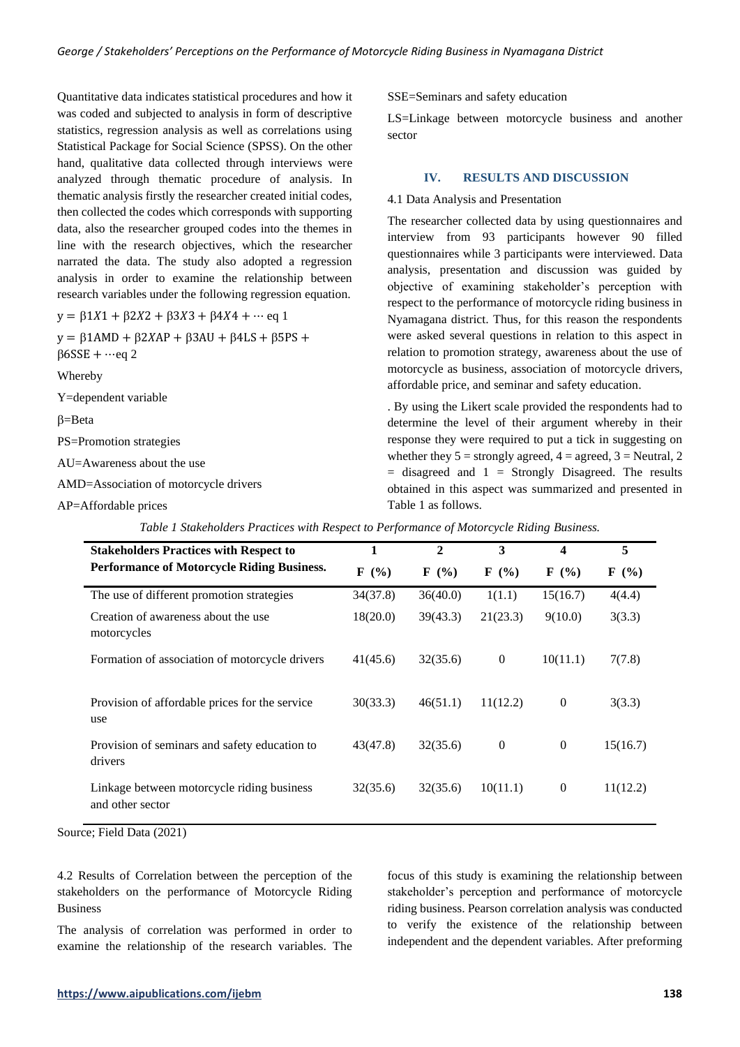Quantitative data indicates statistical procedures and how it was coded and subjected to analysis in form of descriptive statistics, regression analysis as well as correlations using Statistical Package for Social Science (SPSS). On the other hand, qualitative data collected through interviews were analyzed through thematic procedure of analysis. In thematic analysis firstly the researcher created initial codes, then collected the codes which corresponds with supporting data, also the researcher grouped codes into the themes in line with the research objectives, which the researcher narrated the data. The study also adopted a regression analysis in order to examine the relationship between research variables under the following regression equation.

$$y = \beta 1X1 + \beta 2X2 + \beta 3X3 + \beta 4X4 + \cdots \text{eq } 1$$

$$y = \beta 1AMD + \beta 2XAP + \beta 3AU + \beta 4LS + \beta 5PS + \beta 6SSE + \cdots \text{eq } 2$$

Whereby

Y=dependent variable

β=Beta

PS=Promotion strategies

AU=Awareness about the use

AMD=Association of motorcycle drivers

AP=Affordable prices

SSE=Seminars and safety education

LS=Linkage between motorcycle business and another sector

## IV. RESULTS AND DISCUSSION

4.1 Data Analysis and Presentation

The researcher collected data by using questionnaires and interview from 93 participants however 90 filled questionnaires while 3 participants were interviewed. Data analysis, presentation and discussion was guided by objective of examining stakeholder's perception with respect to the performance of motorcycle riding business in Nyamagana district. Thus, for this reason the respondents were asked several questions in relation to this aspect in relation to promotion strategy, awareness about the use of motorcycle as business, association of motorcycle drivers, affordable price, and seminar and safety education.

. By using the Likert scale provided the respondents had to determine the level of their argument whereby in their response they were required to put a tick in suggesting on whether they 5 = strongly agreed, 4 = agreed, 3 = Neutral, 2 = disagreed and 1 = Strongly Disagreed. The results obtained in this aspect was summarized and presented in Table 1 as follows.

*Table 1 Stakeholders Practices with Respect to Performance of Motorcycle Riding Business.*

| **Stakeholders Practices with Respect to Performance of Motorcycle Riding Business.** | **1** | **2** | **3** | **4** | **5** |
|---|---|---|---|---|---|
| | **F (%)** | **F (%)** | **F (%)** | **F (%)** | **F (%)** |
| The use of different promotion strategies | 34(37.8) | 36(40.0) | 1(1.1) | 15(16.7) | 4(4.4) |
| Creation of awareness about the use motorcycles | 18(20.0) | 39(43.3) | 21(23.3) | 9(10.0) | 3(3.3) |
| Formation of association of motorcycle drivers | 41(45.6) | 32(35.6) | 0 | 10(11.1) | 7(7.8) |
| Provision of affordable prices for the service use | 30(33.3) | 46(51.1) | 11(12.2) | 0 | 3(3.3) |
| Provision of seminars and safety education to drivers | 43(47.8) | 32(35.6) | 0 | 0 | 15(16.7) |
| Linkage between motorcycle riding business and other sector | 32(35.6) | 32(35.6) | 10(11.1) | 0 | 11(12.2) |

Source; Field Data (2021)

4.2 Results of Correlation between the perception of the stakeholders on the performance of Motorcycle Riding Business

The analysis of correlation was performed in order to examine the relationship of the research variables. The focus of this study is examining the relationship between stakeholder's perception and performance of motorcycle riding business. Pearson correlation analysis was conducted to verify the existence of the relationship between independent and the dependent variables. After preforming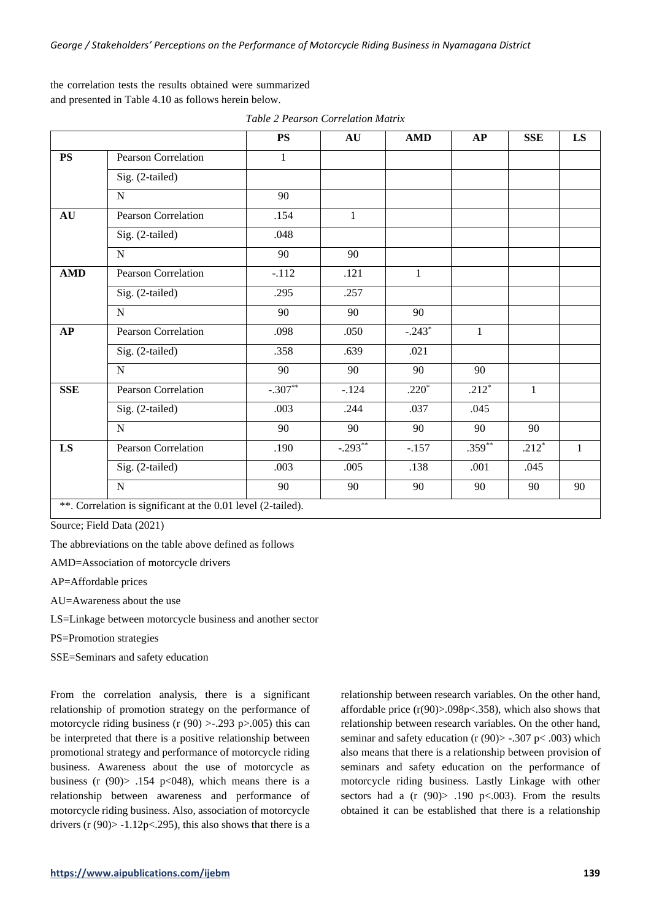the correlation tests the results obtained were summarized and presented in Table 4.10 as follows herein below.

*Table 2 Pearson Correlation Matrix*

| | | PS | AU | AMD | AP | SSE | LS |
|---|---|---|---|---|---|---|---|
| **PS** | Pearson Correlation | 1 | | | | | |
| | Sig. (2-tailed) | | | | | | |
| | N | 90 | | | | | |
| **AU** | Pearson Correlation | .154 | 1 | | | | |
| | Sig. (2-tailed) | .048 | | | | | |
| | N | 90 | 90 | | | | |
| **AMD** | Pearson Correlation | -.112 | .121 | 1 | | | |
| | Sig. (2-tailed) | .295 | .257 | | | | |
| | N | 90 | 90 | 90 | | | |
| **AP** | Pearson Correlation | .098 | .050 | -.243* | 1 | | |
| | Sig. (2-tailed) | .358 | .639 | .021 | | | |
| | N | 90 | 90 | 90 | 90 | | |
| **SSE** | Pearson Correlation | -.307** | -.124 | .220* | .212* | 1 | |
| | Sig. (2-tailed) | .003 | .244 | .037 | .045 | | |
| | N | 90 | 90 | 90 | 90 | 90 | |
| **LS** | Pearson Correlation | .190 | -.293** | -.157 | .359** | .212* | 1 |
| | Sig. (2-tailed) | .003 | .005 | .138 | .001 | .045 | |
| | N | 90 | 90 | 90 | 90 | 90 | 90 |

**. Correlation is significant at the 0.01 level (2-tailed).

Source; Field Data (2021)

The abbreviations on the table above defined as follows

AMD=Association of motorcycle drivers

AP=Affordable prices

AU=Awareness about the use

LS=Linkage between motorcycle business and another sector

PS=Promotion strategies

SSE=Seminars and safety education

From the correlation analysis, there is a significant relationship of promotion strategy on the performance of motorcycle riding business (r (90) >-.293 p>.005) this can be interpreted that there is a positive relationship between promotional strategy and performance of motorcycle riding business. Awareness about the use of motorcycle as business (r (90)> .154 p<048), which means there is a relationship between awareness and performance of motorcycle riding business. Also, association of motorcycle drivers (r (90)> -1.12p<.295), this also shows that there is a relationship between research variables. On the other hand, affordable price (r(90)>.098p<.358), which also shows that relationship between research variables. On the other hand, seminar and safety education (r (90)> -.307 p< .003) which also means that there is a relationship between provision of seminars and safety education on the performance of motorcycle riding business. Lastly Linkage with other sectors had a (r (90)> .190 p<.003). From the results obtained it can be established that there is a relationship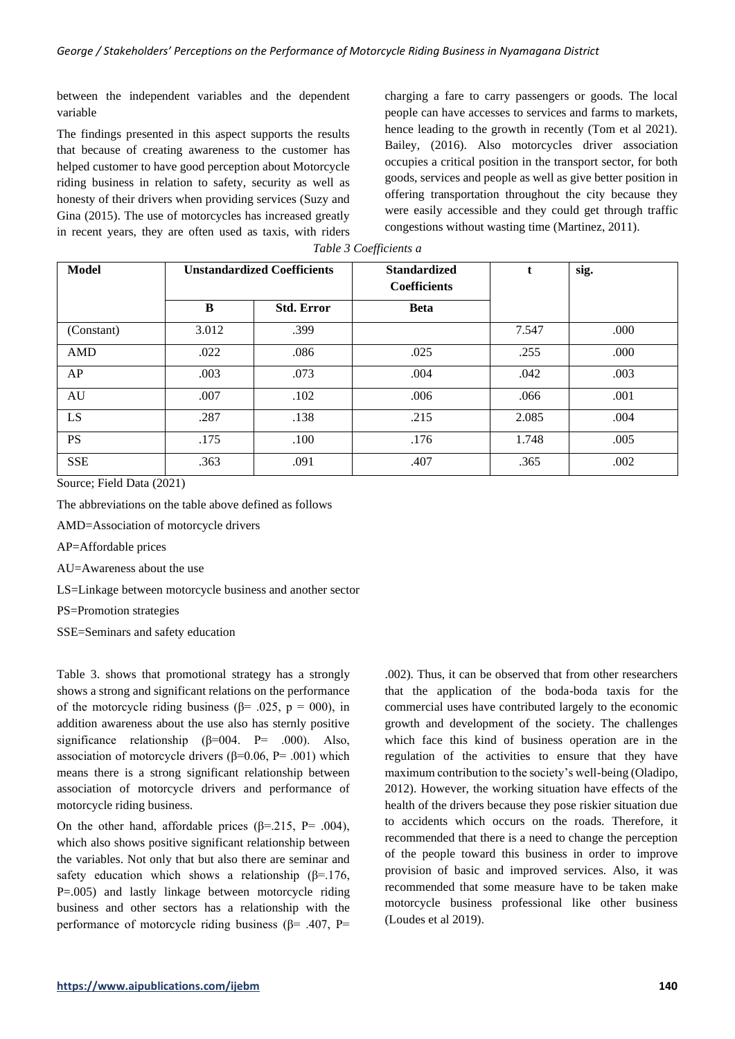between the independent variables and the dependent variable

The findings presented in this aspect supports the results that because of creating awareness to the customer has helped customer to have good perception about Motorcycle riding business in relation to safety, security as well as honesty of their drivers when providing services (Suzy and Gina (2015). The use of motorcycles has increased greatly in recent years, they are often used as taxis, with riders charging a fare to carry passengers or goods. The local people can have accesses to services and farms to markets, hence leading to the growth in recently (Tom et al 2021). Bailey, (2016). Also motorcycles driver association occupies a critical position in the transport sector, for both goods, services and people as well as give better position in offering transportation throughout the city because they were easily accessible and they could get through traffic congestions without wasting time (Martinez, 2011).

*Table 3 Coefficients a*

| Model | Unstandardized Coefficients | | Standardized Coefficients | t | sig. |
|---|---|---|---|---|---|
| | B | Std. Error | Beta | | |
| (Constant) | 3.012 | .399 | | 7.547 | .000 |
| AMD | .022 | .086 | .025 | .255 | .000 |
| AP | .003 | .073 | .004 | .042 | .003 |
| AU | .007 | .102 | .006 | .066 | .001 |
| LS | .287 | .138 | .215 | 2.085 | .004 |
| PS | .175 | .100 | .176 | 1.748 | .005 |
| SSE | .363 | .091 | .407 | .365 | .002 |

Source; Field Data (2021)

The abbreviations on the table above defined as follows

AMD=Association of motorcycle drivers

AP=Affordable prices

AU=Awareness about the use

LS=Linkage between motorcycle business and another sector

PS=Promotion strategies

SSE=Seminars and safety education

Table 3. shows that promotional strategy has a strongly shows a strong and significant relations on the performance of the motorcycle riding business (β= .025, p = 000), in addition awareness about the use also has sternly positive significance relationship (β=004. P= .000). Also, association of motorcycle drivers (β=0.06, P= .001) which means there is a strong significant relationship between association of motorcycle drivers and performance of motorcycle riding business.

On the other hand, affordable prices (β=.215, P= .004), which also shows positive significant relationship between the variables. Not only that but also there are seminar and safety education which shows a relationship (β=.176, P=.005) and lastly linkage between motorcycle riding business and other sectors has a relationship with the performance of motorcycle riding business (β= .407, P= .002). Thus, it can be observed that from other researchers that the application of the boda-boda taxis for the commercial uses have contributed largely to the economic growth and development of the society. The challenges which face this kind of business operation are in the regulation of the activities to ensure that they have maximum contribution to the society's well-being (Oladipo, 2012). However, the working situation have effects of the health of the drivers because they pose riskier situation due to accidents which occurs on the roads. Therefore, it recommended that there is a need to change the perception of the people toward this business in order to improve provision of basic and improved services. Also, it was recommended that some measure have to be taken make motorcycle business professional like other business (Loudes et al 2019).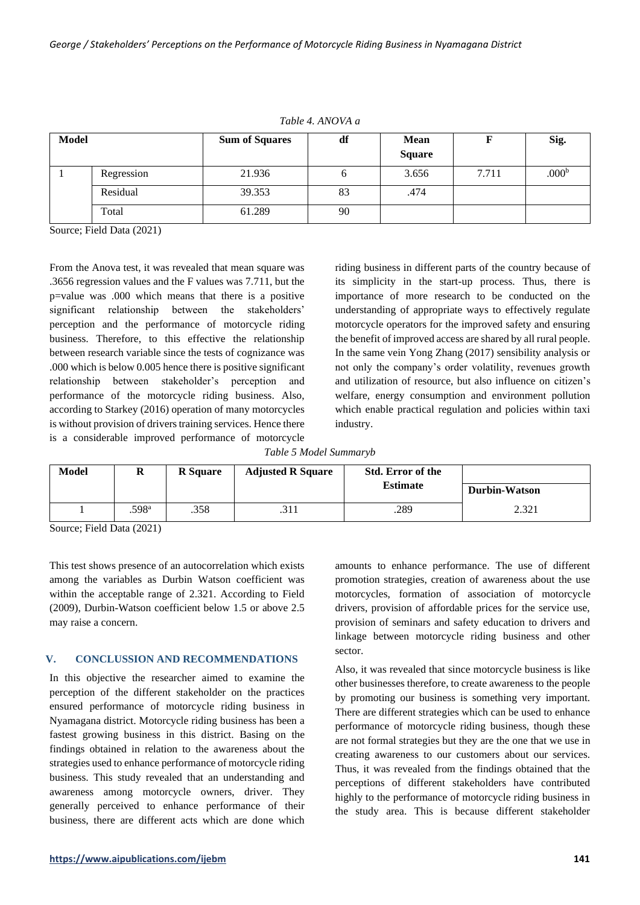*Table 4. ANOVA a*

| Model | | Sum of Squares | df | Mean Square | F | Sig. |
|---|---|---|---|---|---|---|
| 1 | Regression | 21.936 | 6 | 3.656 | 7.711 | .000[b] |
| | Residual | 39.353 | 83 | .474 | | |
| | Total | 61.289 | 90 | | | |

Source; Field Data (2021)

From the Anova test, it was revealed that mean square was .3656 regression values and the F values was 7.711, but the p=value was .000 which means that there is a positive significant relationship between the stakeholders' perception and the performance of motorcycle riding business. Therefore, to this effective the relationship between research variable since the tests of cognizance was .000 which is below 0.005 hence there is positive significant relationship between stakeholder's perception and performance of the motorcycle riding business. Also, according to Starkey (2016) operation of many motorcycles is without provision of drivers training services. Hence there is a considerable improved performance of motorcycle riding business in different parts of the country because of its simplicity in the start-up process. Thus, there is importance of more research to be conducted on the understanding of appropriate ways to effectively regulate motorcycle operators for the improved safety and ensuring the benefit of improved access are shared by all rural people. In the same vein Yong Zhang (2017) sensibility analysis or not only the company's order volatility, revenues growth and utilization of resource, but also influence on citizen's welfare, energy consumption and environment pollution which enable practical regulation and policies within taxi industry.

*Table 5 Model Summaryb*

| Model | R | R Square | Adjusted R Square | Std. Error of the Estimate | Durbin-Watson |
|---|---|---|---|---|---|
| 1 | .598[a] | .358 | .311 | .289 | 2.321 |

Source; Field Data (2021)

This test shows presence of an autocorrelation which exists among the variables as Durbin Watson coefficient was within the acceptable range of 2.321. According to Field (2009), Durbin-Watson coefficient below 1.5 or above 2.5 may raise a concern.

## V. CONCLUSSION AND RECOMMENDATIONS

In this objective the researcher aimed to examine the perception of the different stakeholder on the practices ensured performance of motorcycle riding business in Nyamagana district. Motorcycle riding business has been a fastest growing business in this district. Basing on the findings obtained in relation to the awareness about the strategies used to enhance performance of motorcycle riding business. This study revealed that an understanding and awareness among motorcycle owners, driver. They generally perceived to enhance performance of their business, there are different acts which are done which amounts to enhance performance. The use of different promotion strategies, creation of awareness about the use motorcycles, formation of association of motorcycle drivers, provision of affordable prices for the service use, provision of seminars and safety education to drivers and linkage between motorcycle riding business and other sector.

Also, it was revealed that since motorcycle business is like other businesses therefore, to create awareness to the people by promoting our business is something very important. There are different strategies which can be used to enhance performance of motorcycle riding business, though these are not formal strategies but they are the one that we use in creating awareness to our customers about our services. Thus, it was revealed from the findings obtained that the perceptions of different stakeholders have contributed highly to the performance of motorcycle riding business in the study area. This is because different stakeholder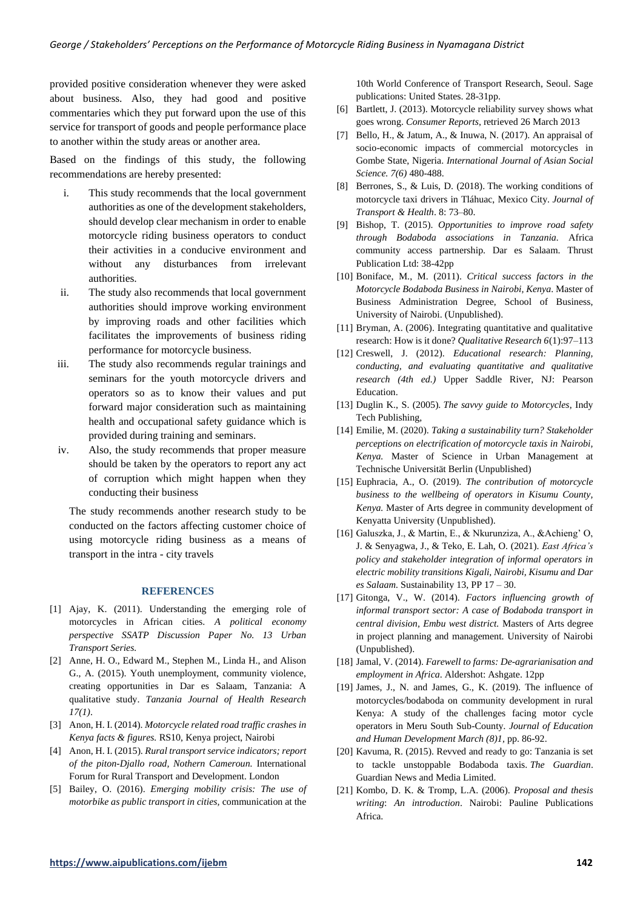provided positive consideration whenever they were asked about business. Also, they had good and positive commentaries which they put forward upon the use of this service for transport of goods and people performance place to another within the study areas or another area.

Based on the findings of this study, the following recommendations are hereby presented:

i. This study recommends that the local government authorities as one of the development stakeholders, should develop clear mechanism in order to enable motorcycle riding business operators to conduct their activities in a conducive environment and without any disturbances from irrelevant authorities.
ii. The study also recommends that local government authorities should improve working environment by improving roads and other facilities which facilitates the improvements of business riding performance for motorcycle business.
iii. The study also recommends regular trainings and seminars for the youth motorcycle drivers and operators so as to know their values and put forward major consideration such as maintaining health and occupational safety guidance which is provided during training and seminars.
iv. Also, the study recommends that proper measure should be taken by the operators to report any act of corruption which might happen when they conducting their business

The study recommends another research study to be conducted on the factors affecting customer choice of using motorcycle riding business as a means of transport in the intra - city travels

## REFERENCES

[1] Ajay, K. (2011). Understanding the emerging role of motorcycles in African cities. *A political economy perspective SSATP Discussion Paper No. 13 Urban Transport Series.*

[2] Anne, H. O., Edward M., Stephen M., Linda H., and Alison G., A. (2015). Youth unemployment, community violence, creating opportunities in Dar es Salaam, Tanzania: A qualitative study. *Tanzania Journal of Health Research 17(1)*.

[3] Anon, H. I. (2014). *Motorcycle related road traffic crashes in Kenya facts & figures.* RS10, Kenya project, Nairobi

[4] Anon, H. I. (2015). *Rural transport service indicators; report of the piton-Djallo road, Nothern Cameroun.* International Forum for Rural Transport and Development. London

[5] Bailey, O. (2016). *Emerging mobility crisis: The use of motorbike as public transport in cities,* communication at the 10th World Conference of Transport Research, Seoul. Sage publications: United States. 28-31pp.

[6] Bartlett, J. (2013). Motorcycle reliability survey shows what goes wrong. *Consumer Reports*, retrieved 26 March 2013

[7] Bello, H., & Jatum, A., & Inuwa, N. (2017). An appraisal of socio-economic impacts of commercial motorcycles in Gombe State, Nigeria. *International Journal of Asian Social Science. 7(6)* 480-488.

[8] Berrones, S., & Luis, D. (2018). The working conditions of motorcycle taxi drivers in Tláhuac, Mexico City. *Journal of Transport & Health*. 8: 73–80.

[9] Bishop, T. (2015). *Opportunities to improve road safety through Bodaboda associations in Tanzania.* Africa community access partnership. Dar es Salaam. Thrust Publication Ltd: 38-42pp

[10] Boniface, M., M. (2011). *Critical success factors in the Motorcycle Bodaboda Business in Nairobi, Kenya*. Master of Business Administration Degree, School of Business, University of Nairobi. (Unpublished).

[11] Bryman, A. (2006). Integrating quantitative and qualitative research: How is it done? *Qualitative Research 6*(1):97–113

[12] Creswell, J. (2012). *Educational research: Planning, conducting, and evaluating quantitative and qualitative research (4th ed.)* Upper Saddle River, NJ: Pearson Education.

[13] Duglin K., S. (2005). *The savvy guide to Motorcycles*, Indy Tech Publishing,

[14] Emilie, M. (2020). *Taking a sustainability turn? Stakeholder perceptions on electrification of motorcycle taxis in Nairobi, Kenya.* Master of Science in Urban Management at Technische Universität Berlin (Unpublished)

[15] Euphracia, A., O. (2019). *The contribution of motorcycle business to the wellbeing of operators in Kisumu County, Kenya.* Master of Arts degree in community development of Kenyatta University (Unpublished).

[16] Galuszka, J., & Martin, E., & Nkurunziza, A., &Achieng' O, J. & Senyagwa, J., & Teko, E. Lah, O. (2021). *East Africa's policy and stakeholder integration of informal operators in electric mobility transitions Kigali, Nairobi, Kisumu and Dar es Salaam.* Sustainability 13, PP 17 – 30.

[17] Gitonga, V., W. (2014). *Factors influencing growth of informal transport sector: A case of Bodaboda transport in central division, Embu west district.* Masters of Arts degree in project planning and management. University of Nairobi (Unpublished).

[18] Jamal, V. (2014). *Farewell to farms: De-agrarianisation and employment in Africa*. Aldershot: Ashgate. 12pp

[19] James, J., N. and James, G., K. (2019). The influence of motorcycles/bodaboda on community development in rural Kenya: A study of the challenges facing motor cycle operators in Meru South Sub-County. *Journal of Education and Human Development March (8)1*, pp. 86-92.

[20] Kavuma, R. (2015). Revved and ready to go: Tanzania is set to tackle unstoppable Bodaboda taxis. *The Guardian*. Guardian News and Media Limited.

[21] Kombo, D. K. & Tromp, L.A. (2006). *Proposal and thesis writing*: *An introduction*. Nairobi: Pauline Publications Africa.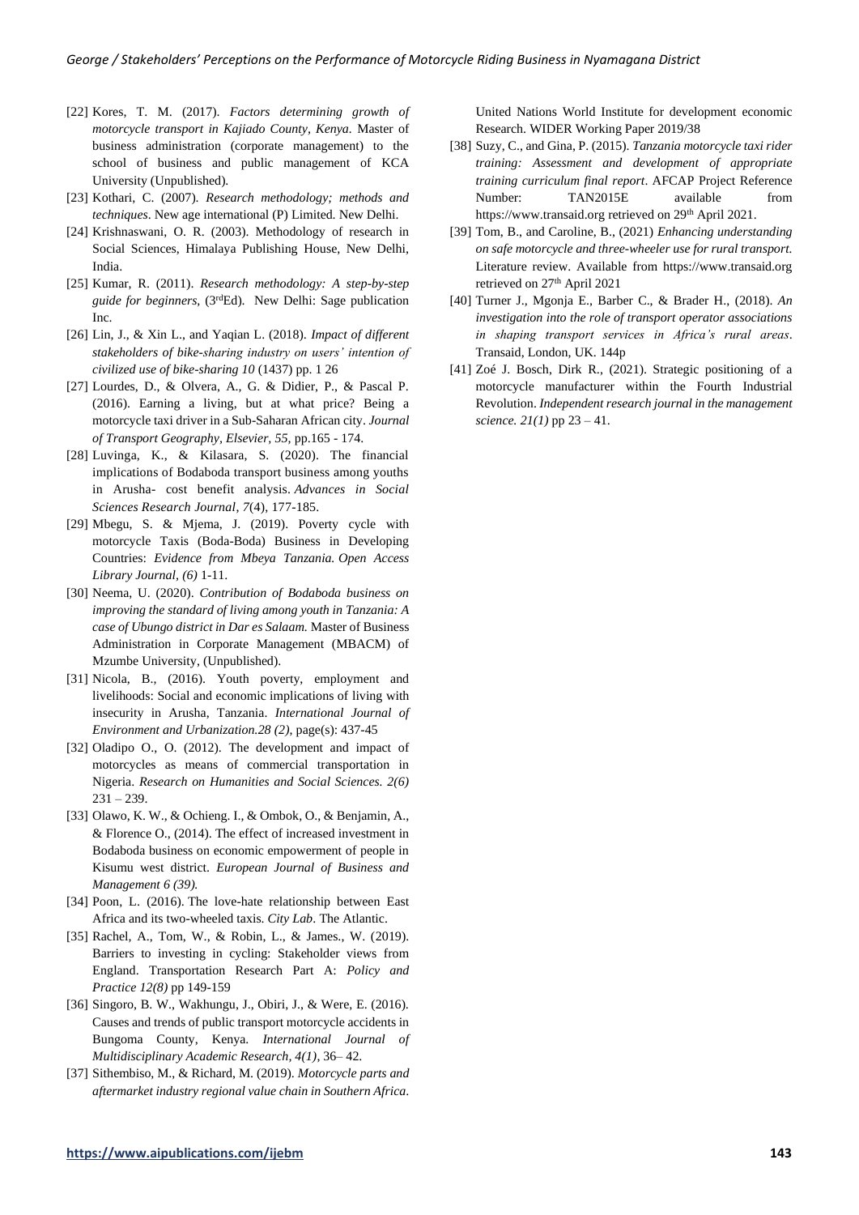[22] Kores, T. M. (2017). *Factors determining growth of motorcycle transport in Kajiado County, Kenya.* Master of business administration (corporate management) to the school of business and public management of KCA University (Unpublished).

[23] Kothari, C. (2007). *Research methodology; methods and techniques*. New age international (P) Limited. New Delhi.

[24] Krishnaswani, O. R. (2003). Methodology of research in Social Sciences, Himalaya Publishing House, New Delhi, India.

[25] Kumar, R. (2011). *Research methodology: A step-by-step guide for beginners,* (3rdEd). New Delhi: Sage publication Inc.

[26] Lin, J., & Xin L., and Yaqian L. (2018). *Impact of different stakeholders of bike-sharing industry on users' intention of civilized use of bike-sharing 10* (1437) pp. 1 26

[27] Lourdes, D., & Olvera, A., G. & Didier, P., & Pascal P. (2016). Earning a living, but at what price? Being a motorcycle taxi driver in a Sub-Saharan African city. *Journal of Transport Geography, Elsevier, 55,* pp.165 - 174.

[28] Luvinga, K., & Kilasara, S. (2020). The financial implications of Bodaboda transport business among youths in Arusha- cost benefit analysis. *Advances in Social Sciences Research Journal, 7*(4), 177-185.

[29] Mbegu, S. & Mjema, J. (2019). Poverty cycle with motorcycle Taxis (Boda-Boda) Business in Developing Countries: *Evidence from Mbeya Tanzania. Open Access Library Journal, (6)* 1-11.

[30] Neema, U. (2020). *Contribution of Bodaboda business on improving the standard of living among youth in Tanzania: A case of Ubungo district in Dar es Salaam.* Master of Business Administration in Corporate Management (MBACM) of Mzumbe University, (Unpublished).

[31] Nicola, B., (2016). Youth poverty, employment and livelihoods: Social and economic implications of living with insecurity in Arusha, Tanzania. *International Journal of Environment and Urbanization.28 (2),* page(s): 437-45

[32] Oladipo O., O. (2012). The development and impact of motorcycles as means of commercial transportation in Nigeria. *Research on Humanities and Social Sciences. 2(6)* 231 – 239.

[33] Olawo, K. W., & Ochieng. I., & Ombok, O., & Benjamin, A., & Florence O., (2014). The effect of increased investment in Bodaboda business on economic empowerment of people in Kisumu west district. *European Journal of Business and Management 6 (39).*

[34] Poon, L. (2016). The love-hate relationship between East Africa and its two-wheeled taxis. *City Lab*. The Atlantic.

[35] Rachel, A., Tom, W., & Robin, L., & James., W. (2019). Barriers to investing in cycling: Stakeholder views from England. Transportation Research Part A: *Policy and Practice 12(8)* pp 149-159

[36] Singoro, B. W., Wakhungu, J., Obiri, J., & Were, E. (2016). Causes and trends of public transport motorcycle accidents in Bungoma County, Kenya. *International Journal of Multidisciplinary Academic Research, 4(1),* 36– 42.

[37] Sithembiso, M., & Richard, M. (2019). *Motorcycle parts and aftermarket industry regional value chain in Southern Africa.* United Nations World Institute for development economic Research. WIDER Working Paper 2019/38

[38] Suzy, C., and Gina, P. (2015). *Tanzania motorcycle taxi rider training: Assessment and development of appropriate training curriculum final report*. AFCAP Project Reference Number: TAN2015E available from https://www.transaid.org retrieved on 29th April 2021.

[39] Tom, B., and Caroline, B., (2021) *Enhancing understanding on safe motorcycle and three-wheeler use for rural transport.* Literature review. Available from https://www.transaid.org retrieved on 27th April 2021

[40] Turner J., Mgonja E., Barber C., & Brader H., (2018). *An investigation into the role of transport operator associations in shaping transport services in Africa's rural areas*. Transaid, London, UK. 144p

[41] Zoé J. Bosch, Dirk R., (2021). Strategic positioning of a motorcycle manufacturer within the Fourth Industrial Revolution. *Independent research journal in the management science. 21(1)* pp 23 – 41.